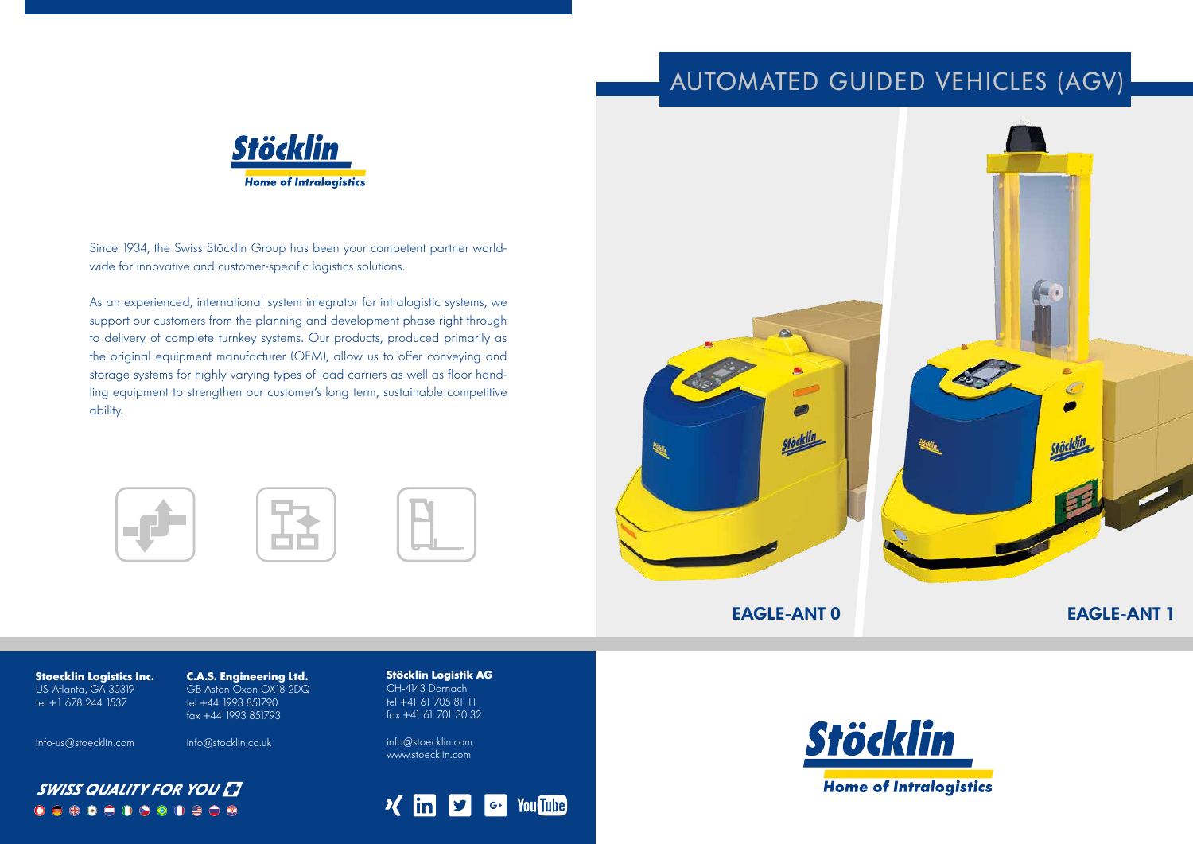# AUTOMATED GUIDED VEHICLES (AGV)

**Stöcklin**
**Home of Intralogistics**

Since 1934, the Swiss Stöcklin Group has been your competent partner worldwide for innovative and customer-specific logistics solutions.

As an experienced, international system integrator for intralogistic systems, we support our customers from the planning and development phase right through to delivery of complete turnkey systems. Our products, produced primarily as the original equipment manufacturer (OEM), allow us to offer conveying and storage systems for highly varying types of load carriers as well as floor handling equipment to strengthen our customer's long term, sustainable competitive ability.

**EAGLE-ANT 0**

**EAGLE-ANT 1**

**Stoecklin Logistics Inc.**
US-Atlanta, GA 30319
tel +1 678 244 1537

info-us@stoecklin.com

**C.A.S. Engineering Ltd.**
GB-Aston Oxon OX18 2DQ
tel +44 1993 851790
fax +44 1993 851793

info@stocklin.co.uk

**Stöcklin Logistik AG**
CH-4143 Dornach
tel +41 61 705 81 11
fax +41 61 701 30 32

info@stoecklin.com
www.stoecklin.com

***SWISS QUALITY FOR YOU***

**Stöcklin**
**Home of Intralogistics**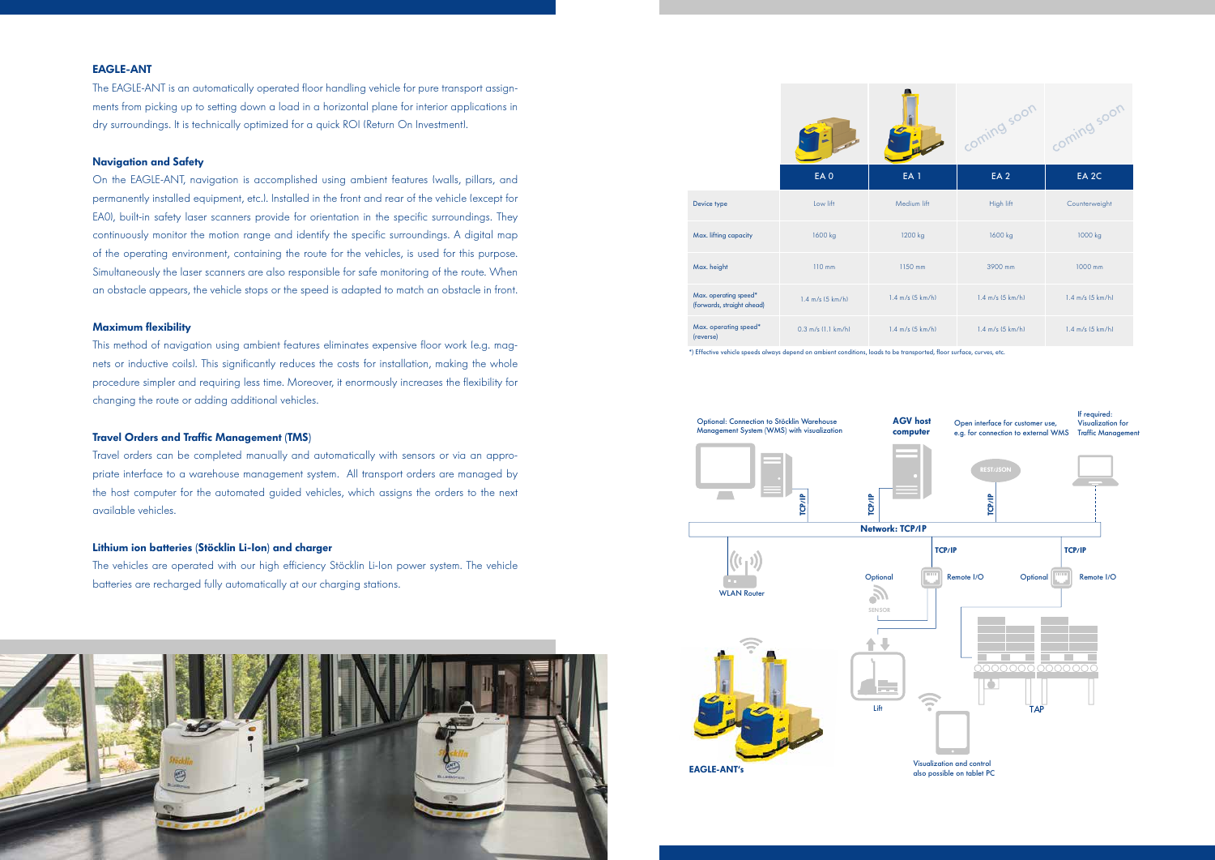## EAGLE-ANT

The EAGLE-ANT is an automatically operated floor handling vehicle for pure transport assignments from picking up to setting down a load in a horizontal plane for interior applications in dry surroundings. It is technically optimized for a quick ROI (Return On Investment).

### Navigation and Safety

On the EAGLE-ANT, navigation is accomplished using ambient features (walls, pillars, and permanently installed equipment, etc.). Installed in the front and rear of the vehicle (except for EA0), built-in safety laser scanners provide for orientation in the specific surroundings. They continuously monitor the motion range and identify the specific surroundings. A digital map of the operating environment, containing the route for the vehicles, is used for this purpose. Simultaneously the laser scanners are also responsible for safe monitoring of the route. When an obstacle appears, the vehicle stops or the speed is adapted to match an obstacle in front.

### Maximum flexibility

This method of navigation using ambient features eliminates expensive floor work (e.g. magnets or inductive coils). This significantly reduces the costs for installation, making the whole procedure simpler and requiring less time. Moreover, it enormously increases the flexibility for changing the route or adding additional vehicles.

### Travel Orders and Traffic Management (TMS)

Travel orders can be completed manually and automatically with sensors or via an appropriate interface to a warehouse management system. All transport orders are managed by the host computer for the automated guided vehicles, which assigns the orders to the next available vehicles.

### Lithium ion batteries (Stöcklin Li-Ion) and charger

The vehicles are operated with our high efficiency Stöcklin Li-Ion power system. The vehicle batteries are recharged fully automatically at our charging stations.

| | EA 0 | EA 1 | EA 2 (coming soon) | EA 2C (coming soon) |
|---|---|---|---|---|
| Device type | Low lift | Medium lift | High lift | Counterweight |
| Max. lifting capacity | 1600 kg | 1200 kg | 1600 kg | 1000 kg |
| Max. height | 110 mm | 1150 mm | 3900 mm | 1000 mm |
| Max. operating speed* (forwards, straight ahead) | 1.4 m/s (5 km/h) | 1.4 m/s (5 km/h) | 1.4 m/s (5 km/h) | 1.4 m/s (5 km/h) |
| Max. operating speed* (reverse) | 0.3 m/s (1.1 km/h) | 1.4 m/s (5 km/h) | 1.4 m/s (5 km/h) | 1.4 m/s (5 km/h) |

*) Effective vehicle speeds always depend on ambient conditions, loads to be transported, floor surface, curves, etc.

Optional: Connection to Stöcklin Warehouse Management System (WMS) with visualization

AGV host computer

Open interface for customer use, e.g. for connection to external WMS

If required: Visualization for Traffic Management

REST/JSON

TCP/IP

Network: TCP/IP

WLAN Router

Optional

SENSOR

Remote I/O

Lift

TAP

EAGLE-ANT's

Visualization and control also possible on tablet PC